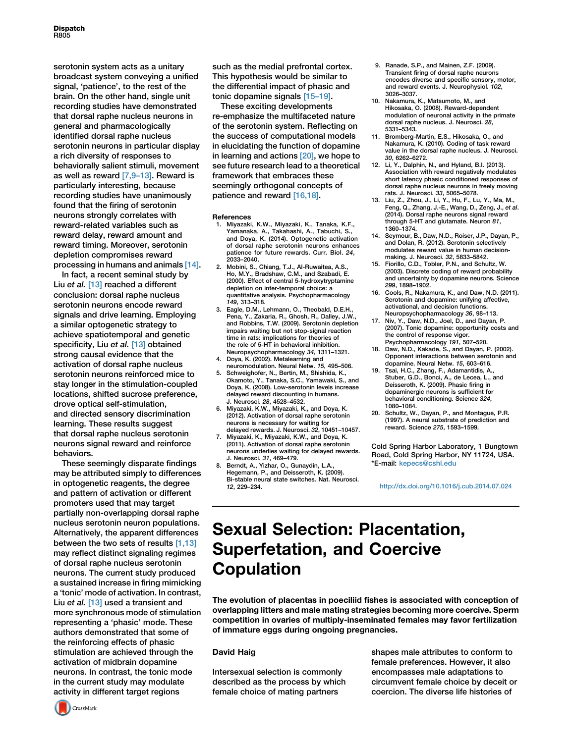serotonin system acts as a unitary broadcast system conveying a unified signal, 'patience', to the rest of the brain. On the other hand, single unit recording studies have demonstrated that dorsal raphe nucleus neurons in general and pharmacologically identified dorsal raphe nucleus serotonin neurons in particular display a rich diversity of responses to behaviorally salient stimuli, movement as well as reward [7,9–13]. Reward is particularly interesting, because recording studies have unanimously found that the firing of serotonin neurons strongly correlates with reward-related variables such as reward delay, reward amount and reward timing. Moreover, serotonin depletion compromises reward processing in humans and animals [14].

In fact, a recent seminal study by Liu *et al.* [13] reached a different conclusion: dorsal raphe nucleus serotonin neurons encode reward signals and drive learning. Employing a similar optogenetic strategy to achieve spatiotemporal and genetic specificity, Liu *et al.* [13] obtained strong causal evidence that the activation of dorsal raphe nucleus serotonin neurons reinforced mice to stay longer in the stimulation-coupled locations, shifted sucrose preference, drove optical self-stimulation, and directed sensory discrimination learning. These results suggest that dorsal raphe nucleus serotonin neurons signal reward and reinforce behaviors.

These seemingly disparate findings may be attributed simply to differences in optogenetic reagents, the degree and pattern of activation or different promoters used that may target partially non-overlapping dorsal raphe nucleus serotonin neuron populations. Alternatively, the apparent differences between the two sets of results [1,13] may reflect distinct signaling regimes of dorsal raphe nucleus serotonin neurons. The current study produced a sustained increase in firing mimicking a 'tonic' mode of activation. In contrast, Liu *et al.* [13] used a transient and more synchronous mode of stimulation representing a 'phasic' mode. These authors demonstrated that some of the reinforcing effects of phasic stimulation are achieved through the activation of midbrain dopamine neurons. In contrast, the tonic mode in the current study may modulate activity in different target regions such as the medial prefrontal cortex. This hypothesis would be similar to the differential impact of phasic and tonic dopamine signals [15–19].

These exciting developments re-emphasize the multifaceted nature of the serotonin system. Reflecting on the success of computational models in elucidating the function of dopamine in learning and actions [20], we hope to see future research lead to a theoretical framework that embraces these seemingly orthogonal concepts of patience and reward [16,18].

**References**

1. Miyazaki, K.W., Miyazaki, K., Tanaka, K.F., Yamanaka, A., Takahashi, A., Tabuchi, S., and Doya, K. (2014). Optogenetic activation of dorsal raphe serotonin neurons enhances patience for future rewards. Curr. Biol. *24*, 2033–2040.
2. Mobini, S., Chiang, T.J., Al-Ruwaitea, A.S., Ho, M.Y., Bradshaw, C.M., and Szabadi, E. (2000). Effect of central 5-hydroxytryptamine depletion on inter-temporal choice: a quantitative analysis. Psychopharmacology *149*, 313–318.
3. Eagle, D.M., Lehmann, O., Theobald, D.E.H., Pena, Y., Zakaria, R., Ghosh, R., Dalley, J.W., and Robbins, T.W. (2009). Serotonin depletion impairs waiting but not stop-signal reaction time in rats: implications for theories of the role of 5-HT in behavioral inhibition. Neuropsychopharmacology *34*, 1311–1321.
4. Doya, K. (2002). Metalearning and neuromodulation. Neural Netw. *15*, 495–506.
5. Schweighofer, N., Bertin, M., Shishida, K., Okamoto, Y., Tanaka, S.C., Yamawaki, S., and Doya, K. (2008). Low-serotonin levels increase delayed reward discounting in humans. J. Neurosci. *28*, 4528–4532.
6. Miyazaki, K.W., Miyazaki, K., and Doya, K. (2012). Activation of dorsal raphe serotonin neurons is necessary for waiting for delayed rewards. J. Neurosci. *32*, 10451–10457.
7. Miyazaki, K., Miyazaki, K.W., and Doya, K. (2011). Activation of dorsal raphe serotonin neurons underlies waiting for delayed rewards. J. Neurosci. *31*, 469–479.
8. Berndt, A., Yizhar, O., Gunaydin, L.A., Hegemann, P., and Deisseroth, K. (2009). Bi-stable neural state switches. Nat. Neurosci. *12*, 229–234.
9. Ranade, S.P., and Mainen, Z.F. (2009). Transient firing of dorsal raphe neurons encodes diverse and specific sensory, motor, and reward events. J. Neurophysiol. *102*, 3026–3037.
10. Nakamura, K., Matsumoto, M., and Hikosaka, O. (2008). Reward-dependent modulation of neuronal activity in the primate dorsal raphe nucleus. J. Neurosci. *28*, 5331–5343.
11. Bromberg-Martin, E.S., Hikosaka, O., and Nakamura, K. (2010). Coding of task reward value in the dorsal raphe nucleus. J. Neurosci. *30*, 6262–6272.
12. Li, Y., Dalphin, N., and Hyland, B.I. (2013). Association with reward negatively modulates short latency phasic conditioned responses of dorsal raphe nucleus neurons in freely moving rats. J. Neurosci. *33*, 5065–5078.
13. Liu, Z., Zhou, J., Li, Y., Hu, F., Lu, Y., Ma, M., Feng, Q., Zhang, J.-E., Wang, D., Zeng, J., *et al.* (2014). Dorsal raphe neurons signal reward through 5-HT and glutamate. Neuron *81*, 1360–1374.
14. Seymour, B., Daw, N.D., Roiser, J.P., Dayan, P., and Dolan, R. (2012). Serotonin selectively modulates reward value in human decision-making. J. Neurosci. *32*, 5833–5842.
15. Fiorillo, C.D., Tobler, P.N., and Schultz, W. (2003). Discrete coding of reward probability and uncertainty by dopamine neurons. Science *299*, 1898–1902.
16. Cools, R., Nakamura, K., and Daw, N.D. (2011). Serotonin and dopamine: unifying affective, activational, and decision functions. Neuropsychopharmacology *36*, 98–113.
17. Niv, Y., Daw, N.D., Joel, D., and Dayan, P. (2007). Tonic dopamine: opportunity costs and the control of response vigor. Psychopharmacology *191*, 507–520.
18. Daw, N.D., Kakade, S., and Dayan, P. (2002). Opponent interactions between serotonin and dopamine. Neural Netw. *15*, 603–616.
19. Tsai, H.C., Zhang, F., Adamantidis, A., Stuber, G.D., Bonci, A., de Lecea, L., and Deisseroth, K. (2009). Phasic firing in dopaminergic neurons is sufficient for behavioral conditioning. Science *324*, 1080–1084.
20. Schultz, W., Dayan, P., and Montague, P.R. (1997). A neural substrate of prediction and reward. Science *275*, 1593–1599.

Cold Spring Harbor Laboratory, 1 Bungtown Road, Cold Spring Harbor, NY 11724, USA.
*E-mail: kepecs@cshl.edu

http://dx.doi.org/10.1016/j.cub.2014.07.024

# Sexual Selection: Placentation, Superfetation, and Coercive Copulation

**The evolution of placentas in poeciliid fishes is associated with conception of overlapping litters and male mating strategies becoming more coercive. Sperm competition in ovaries of multiply-inseminated females may favor fertilization of immature eggs during ongoing pregnancies.**

**David Haig**

Intersexual selection is commonly described as the process by which female choice of mating partners shapes male attributes to conform to female preferences. However, it also encompasses male adaptations to circumvent female choice by deceit or coercion. The diverse life histories of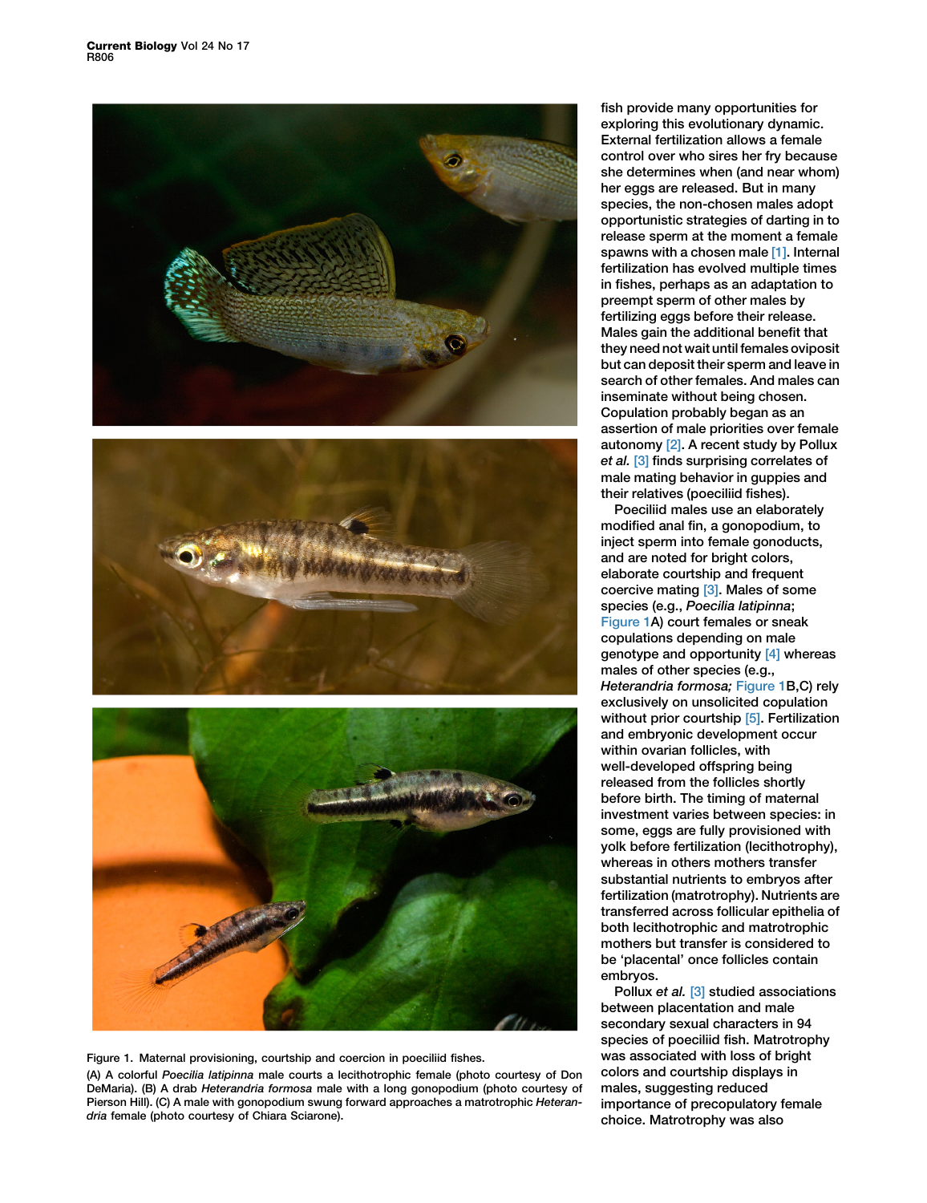fish provide many opportunities for exploring this evolutionary dynamic. External fertilization allows a female control over who sires her fry because she determines when (and near whom) her eggs are released. But in many species, the non-chosen males adopt opportunistic strategies of darting in to release sperm at the moment a female spawns with a chosen male [1]. Internal fertilization has evolved multiple times in fishes, perhaps as an adaptation to preempt sperm of other males by fertilizing eggs before their release. Males gain the additional benefit that they need not wait until females oviposit but can deposit their sperm and leave in search of other females. And males can inseminate without being chosen. Copulation probably began as an assertion of male priorities over female autonomy [2]. A recent study by Pollux *et al.* [3] finds surprising correlates of male mating behavior in guppies and their relatives (poeciliid fishes).

Poeciliid males use an elaborately modified anal fin, a gonopodium, to inject sperm into female gonoducts, and are noted for bright colors, elaborate courtship and frequent coercive mating [3]. Males of some species (e.g., *Poecilia latipinna*; Figure 1A) court females or sneak copulations depending on male genotype and opportunity [4] whereas males of other species (e.g., *Heterandria formosa;* Figure 1B,C) rely exclusively on unsolicited copulation without prior courtship [5]. Fertilization and embryonic development occur within ovarian follicles, with well-developed offspring being released from the follicles shortly before birth. The timing of maternal investment varies between species: in some, eggs are fully provisioned with yolk before fertilization (lecithotrophy), whereas in others mothers transfer substantial nutrients to embryos after fertilization (matrotrophy). Nutrients are transferred across follicular epithelia of both lecithotrophic and matrotrophic mothers but transfer is considered to be 'placental' once follicles contain embryos.

Pollux *et al.* [3] studied associations between placentation and male secondary sexual characters in 94 species of poeciliid fish. Matrotrophy was associated with loss of bright colors and courtship displays in males, suggesting reduced importance of precopulatory female choice. Matrotrophy was also

Figure 1. Maternal provisioning, courtship and coercion in poeciliid fishes.

(A) A colorful *Poecilia latipinna* male courts a lecithotrophic female (photo courtesy of Don DeMaria). (B) A drab *Heterandria formosa* male with a long gonopodium (photo courtesy of Pierson Hill). (C) A male with gonopodium swung forward approaches a matrotrophic *Heterandria* female (photo courtesy of Chiara Sciarone).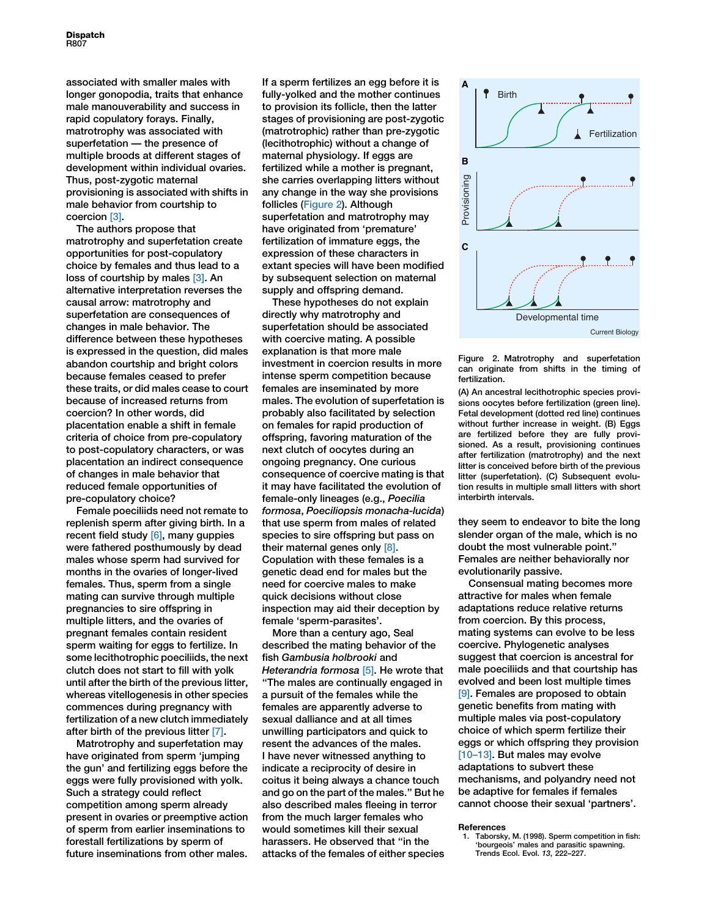associated with smaller males with longer gonopodia, traits that enhance male manouverability and success in rapid copulatory forays. Finally, matrotrophy was associated with superfetation — the presence of multiple broods at different stages of development within individual ovaries. Thus, post-zygotic maternal provisioning is associated with shifts in male behavior from courtship to coercion [3].

The authors propose that matrotrophy and superfetation create opportunities for post-copulatory choice by females and thus lead to a loss of courtship by males [3]. An alternative interpretation reverses the causal arrow: matrotrophy and superfetation are consequences of changes in male behavior. The difference between these hypotheses is expressed in the question, did males abandon courtship and bright colors because females ceased to prefer these traits, or did males cease to court because of increased returns from coercion? In other words, did placentation enable a shift in female criteria of choice from pre-copulatory to post-copulatory characters, or was placentation an indirect consequence of changes in male behavior that reduced female opportunities of pre-copulatory choice?

Female poeciliids need not remate to replenish sperm after giving birth. In a recent field study [6], many guppies were fathered posthumously by dead males whose sperm had survived for months in the ovaries of longer-lived females. Thus, sperm from a single mating can survive through multiple pregnancies to sire offspring in multiple litters, and the ovaries of pregnant females contain resident sperm waiting for eggs to fertilize. In some lecithotrophic poeciliids, the next clutch does not start to fill with yolk until after the birth of the previous litter, whereas vitellogenesis in other species commences during pregnancy with fertilization of a new clutch immediately after birth of the previous litter [7].

Matrotrophy and superfetation may have originated from sperm 'jumping the gun' and fertilizing eggs before the eggs were fully provisioned with yolk. Such a strategy could reflect competition among sperm already present in ovaries or preemptive action of sperm from earlier inseminations to forestall fertilizations by sperm of future inseminations from other males. If a sperm fertilizes an egg before it is fully-yolked and the mother continues to provision its follicle, then the latter stages of provisioning are post-zygotic (matrotrophic) rather than pre-zygotic (lecithotrophic) without a change of maternal physiology. If eggs are fertilized while a mother is pregnant, she carries overlapping litters without any change in the way she provisions follicles (Figure 2). Although superfetation and matrotrophy may have originated from 'premature' fertilization of immature eggs, the expression of these characters in extant species will have been modified by subsequent selection on maternal supply and offspring demand.

These hypotheses do not explain directly why matrotrophy and superfetation should be associated with coercive mating. A possible explanation is that more male investment in coercion results in more intense sperm competition because females are inseminated by more males. The evolution of superfetation is probably also facilitated by selection on females for rapid production of offspring, favoring maturation of the next clutch of oocytes during an ongoing pregnancy. One curious consequence of coercive mating is that it may have facilitated the evolution of female-only lineages (e.g., *Poecilia formosa*, *Poeciliopsis monacha-lucida*) that use sperm from males of related species to sire offspring but pass on their maternal genes only [8]. Copulation with these females is a genetic dead end for males but the need for coercive males to make quick decisions without close inspection may aid their deception by female 'sperm-parasites'.

More than a century ago, Seal described the mating behavior of the fish *Gambusia holbrooki* and *Heterandria formosa* [5]. He wrote that "The males are continually engaged in a pursuit of the females while the females are apparently adverse to sexual dalliance and at all times unwilling participators and quick to resent the advances of the males. I have never witnessed anything to indicate a reciprocity of desire in coitus it being always a chance touch and go on the part of the males." But he also described males fleeing in terror from the much larger females who would sometimes kill their sexual harassers. He observed that "in the attacks of the females of either species they seem to endeavor to bite the long slender organ of the male, which is no doubt the most vulnerable point." Females are neither behaviorally nor evolutionarily passive.

Consensual mating becomes more attractive for males when female adaptations reduce relative returns from coercion. By this process, mating systems can evolve to be less coercive. Phylogenetic analyses suggest that coercion is ancestral for male poeciliids and that courtship has evolved and been lost multiple times [9]. Females are proposed to obtain genetic benefits from mating with multiple males via post-copulatory choice of which sperm fertilize their eggs or which offspring they provision [10–13]. But males may evolve adaptations to subvert these mechanisms, and polyandry need not be adaptive for females if females cannot choose their sexual 'partners'.

Figure 2. Matrotrophy and superfetation can originate from shifts in the timing of fertilization.

(A) An ancestral lecithotrophic species provisions oocytes before fertilization (green line). Fetal development (dotted red line) continues without further increase in weight. (B) Eggs are fertilized before they are fully provisioned. As a result, provisioning continues after fertilization (matrotrophy) and the next litter is conceived before birth of the previous litter (superfetation). (C) Subsequent evolution results in multiple small litters with short interbirth intervals.

## References

1. Taborsky, M. (1998). Sperm competition in fish: 'bourgeois' males and parasitic spawning. Trends Ecol. Evol. *13*, 222–227.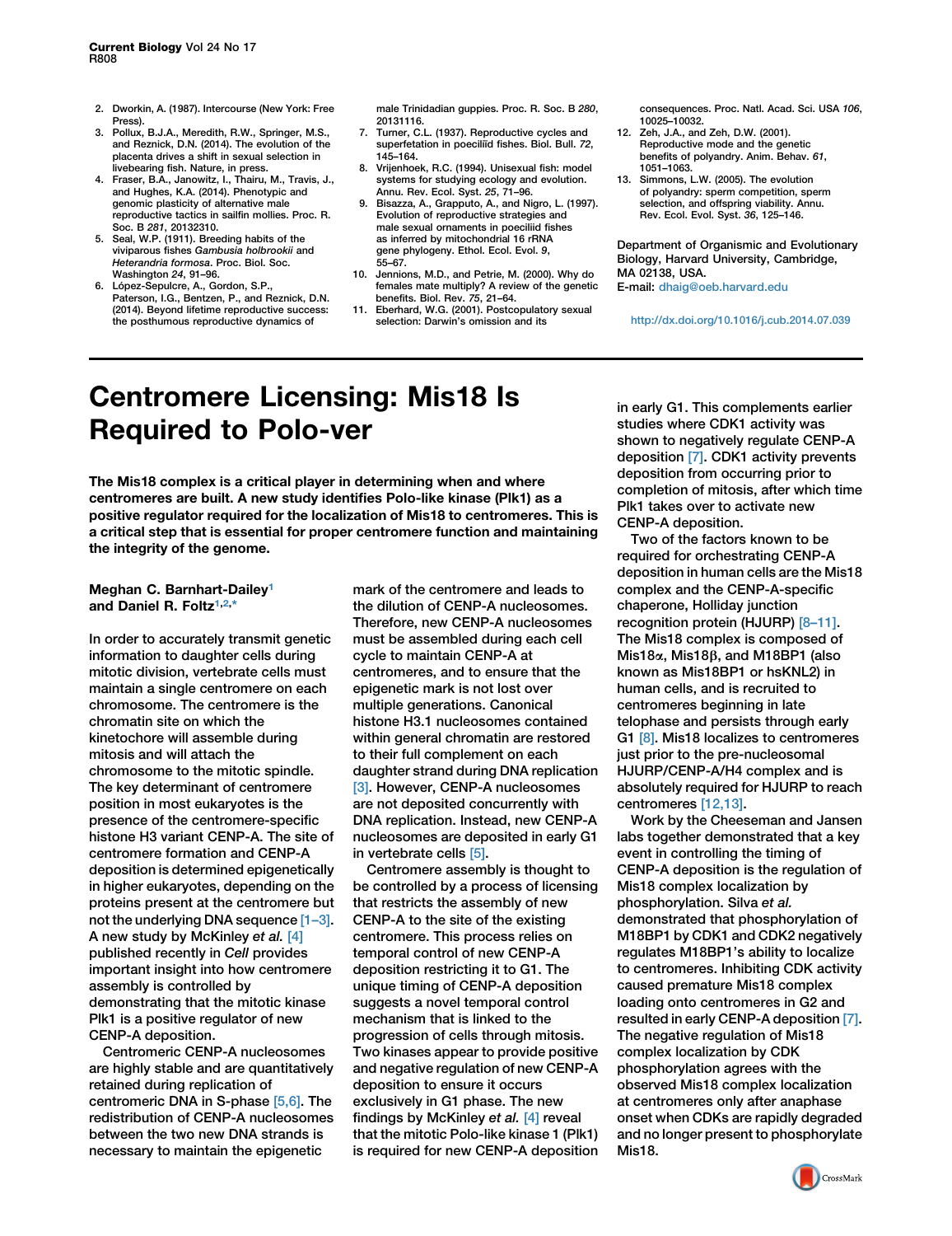2. Dworkin, A. (1987). Intercourse (New York: Free Press).
3. Pollux, B.J.A., Meredith, R.W., Springer, M.S., and Reznick, D.N. (2014). The evolution of the placenta drives a shift in sexual selection in livebearing fish. Nature, in press.
4. Fraser, B.A., Janowitz, I., Thairu, M., Travis, J., and Hughes, K.A. (2014). Phenotypic and genomic plasticity of alternative male reproductive tactics in sailfin mollies. Proc. R. Soc. B *281*, 20132310.
5. Seal, W.P. (1911). Breeding habits of the viviparous fishes *Gambusia holbrookii* and *Heterandria formosa*. Proc. Biol. Soc. Washington *24*, 91–96.
6. López-Sepulcre, A., Gordon, S.P., Paterson, I.G., Bentzen, P., and Reznick, D.N. (2014). Beyond lifetime reproductive success: the posthumous reproductive dynamics of male Trinidadian guppies. Proc. R. Soc. B *280*, 20131116.
7. Turner, C.L. (1937). Reproductive cycles and superfetation in poeciliid fishes. Biol. Bull. *72*, 145–164.
8. Vrijenhoek, R.C. (1994). Unisexual fish: model systems for studying ecology and evolution. Annu. Rev. Ecol. Syst. *25*, 71–96.
9. Bisazza, A., Grapputo, A., and Nigro, L. (1997). Evolution of reproductive strategies and male sexual ornaments in poeciliid fishes as inferred by mitochondrial 16 rRNA gene phylogeny. Ethol. Ecol. Evol. *9*, 55–67.
10. Jennions, M.D., and Petrie, M. (2000). Why do females mate multiply? A review of the genetic benefits. Biol. Rev. *75*, 21–64.
11. Eberhard, W.G. (2001). Postcopulatory sexual selection: Darwin's omission and its consequences. Proc. Natl. Acad. Sci. USA *106*, 10025–10032.
12. Zeh, J.A., and Zeh, D.W. (2001). Reproductive mode and the genetic benefits of polyandry. Anim. Behav. *61*, 1051–1063.
13. Simmons, L.W. (2005). The evolution of polyandry: sperm competition, sperm selection, and offspring viability. Annu. Rev. Ecol. Evol. Syst. *36*, 125–146.

Department of Organismic and Evolutionary Biology, Harvard University, Cambridge, MA 02138, USA.
E-mail: dhaig@oeb.harvard.edu

http://dx.doi.org/10.1016/j.cub.2014.07.039

# Centromere Licensing: Mis18 Is Required to Polo-ver

**The Mis18 complex is a critical player in determining when and where centromeres are built. A new study identifies Polo-like kinase (Plk1) as a positive regulator for the localization of Mis18 to centromeres. This is a critical step that is essential for proper centromere function and maintaining the integrity of the genome.**

**Meghan C. Barnhart-Dailey[1] and Daniel R. Foltz[1,2,*]**

In order to accurately transmit genetic information to daughter cells during mitotic division, vertebrate cells must maintain a single centromere on each chromosome. The centromere is the chromatin site on which the kinetochore will assemble during mitosis and will attach the chromosome to the mitotic spindle. The key determinant of centromere position in most eukaryotes is the presence of the centromere-specific histone H3 variant CENP-A. The site of centromere formation and CENP-A deposition is determined epigenetically in higher eukaryotes, depending on the proteins present at the centromere but not the underlying DNA sequence [1–3]. A new study by McKinley *et al.* [4] published recently in *Cell* provides important insight into how centromere assembly is controlled by demonstrating that the mitotic kinase Plk1 is a positive regulator of new CENP-A deposition.

Centromeric CENP-A nucleosomes are highly stable and are quantitatively retained during replication of centromeric DNA in S-phase [5,6]. The redistribution of CENP-A nucleosomes between the two new DNA strands is necessary to maintain the epigenetic mark of the centromere and leads to the dilution of CENP-A nucleosomes. Therefore, new CENP-A nucleosomes must be assembled during each cell cycle to maintain CENP-A at centromeres, and to ensure that the epigenetic mark is not lost over multiple generations. Canonical histone H3.1 nucleosomes contained within general chromatin are restored to their full complement on each daughter strand during DNA replication [3]. However, CENP-A nucleosomes are not deposited concurrently with DNA replication. Instead, new CENP-A nucleosomes are deposited in early G1 in vertebrate cells [5].

Centromere assembly is thought to be controlled by a process of licensing that restricts the assembly of new CENP-A to the site of the existing centromere. This process relies on temporal control of new CENP-A deposition restricting it to G1. The unique timing of CENP-A deposition suggests a novel temporal control mechanism that is linked to the progression of cells through mitosis. Two kinases appear to provide positive and negative regulation of new CENP-A deposition to ensure it occurs exclusively in G1 phase. The new findings by McKinley *et al.* [4] reveal that the mitotic Polo-like kinase 1 (Plk1) is required for new CENP-A deposition in early G1. This complements earlier studies where CDK1 activity was shown to negatively regulate CENP-A deposition [7]. CDK1 activity prevents deposition from occurring prior to completion of mitosis, after which time Plk1 takes over to activate new CENP-A deposition.

Two of the factors known to be required for orchestrating CENP-A deposition in human cells are the Mis18 complex and the CENP-A-specific chaperone, Holliday junction recognition protein (HJURP) [8–11]. The Mis18 complex is composed of Mis18α, Mis18β, and M18BP1 (also known as Mis18BP1 or hsKNL2) in human cells, and is recruited to centromeres beginning in late telophase and persists through early G1 [8]. Mis18 localizes to centromeres just prior to the pre-nucleosomal HJURP/CENP-A/H4 complex and is absolutely required for HJURP to reach centromeres [12,13].

Work by the Cheeseman and Jansen labs together demonstrated that a key event in controlling the timing of CENP-A deposition is the regulation of Mis18 complex localization by phosphorylation. Silva *et al.* demonstrated that phosphorylation of M18BP1 by CDK1 and CDK2 negatively regulates M18BP1's ability to localize to centromeres. Inhibiting CDK activity caused premature Mis18 complex loading onto centromeres in G2 and resulted in early CENP-A deposition [7]. The negative regulation of Mis18 complex localization by CDK phosphorylation agrees with the observed Mis18 complex localization at centromeres only after anaphase onset when CDKs are rapidly degraded and no longer present to phosphorylate Mis18.